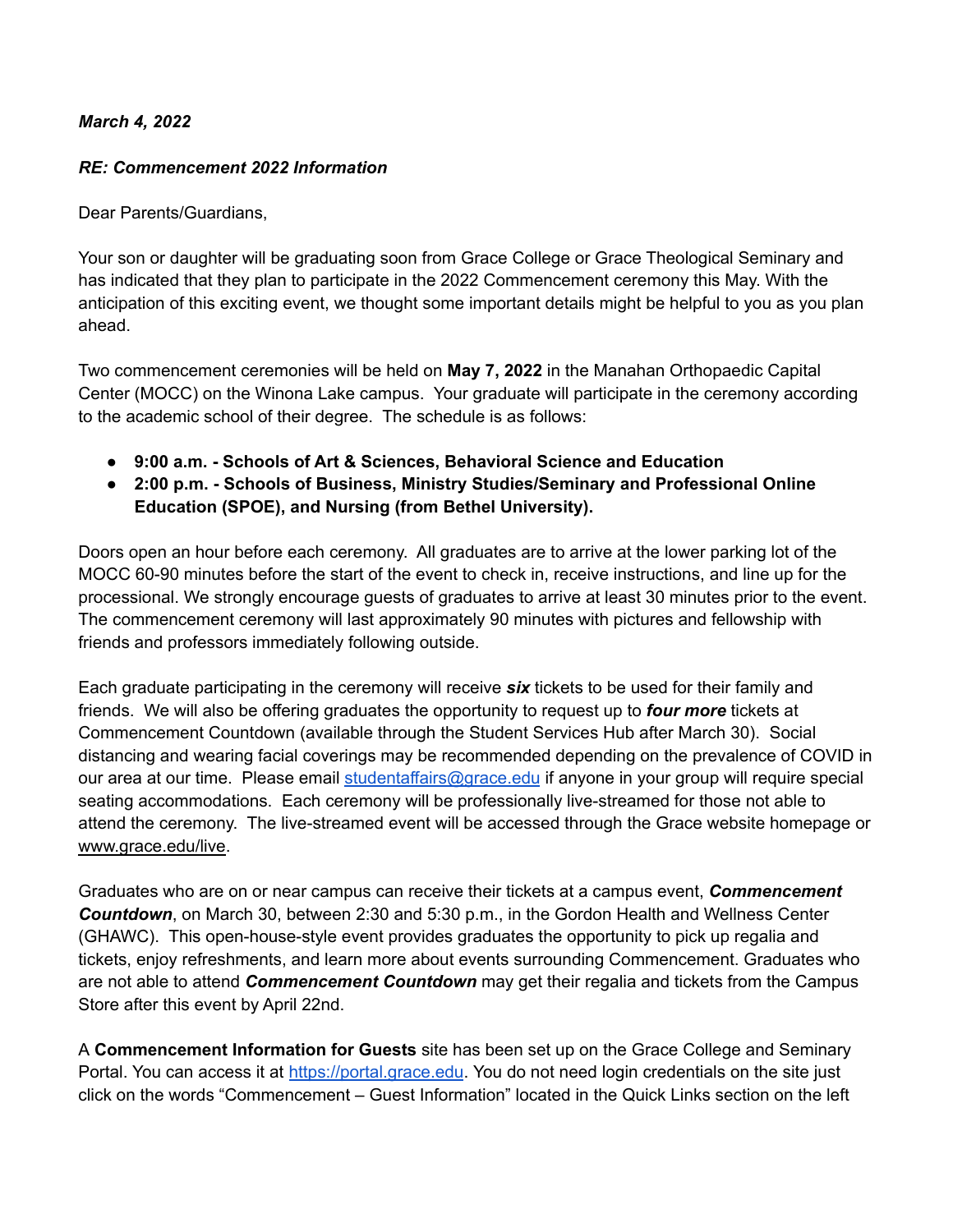***March 4, 2022***

***RE: Commencement 2022 Information***

Dear Parents/Guardians,

Your son or daughter will be graduating soon from Grace College or Grace Theological Seminary and has indicated that they plan to participate in the 2022 Commencement ceremony this May. With the anticipation of this exciting event, we thought some important details might be helpful to you as you plan ahead.

Two commencement ceremonies will be held on **May 7, 2022** in the Manahan Orthopaedic Capital Center (MOCC) on the Winona Lake campus. Your graduate will participate in the ceremony according to the academic school of their degree. The schedule is as follows:

- **9:00 a.m. - Schools of Art & Sciences, Behavioral Science and Education**
- **2:00 p.m. - Schools of Business, Ministry Studies/Seminary and Professional Online Education (SPOE), and Nursing (from Bethel University).**

Doors open an hour before each ceremony. All graduates are to arrive at the lower parking lot of the MOCC 60-90 minutes before the start of the event to check in, receive instructions, and line up for the processional. We strongly encourage guests of graduates to arrive at least 30 minutes prior to the event. The commencement ceremony will last approximately 90 minutes with pictures and fellowship with friends and professors immediately following outside.

Each graduate participating in the ceremony will receive ***six*** tickets to be used for their family and friends. We will also be offering graduates the opportunity to request up to ***four more*** tickets at Commencement Countdown (available through the Student Services Hub after March 30). Social distancing and wearing facial coverings may be recommended depending on the prevalence of COVID in our area at our time. Please email [studentaffairs@grace.edu](mailto:studentaffairs@grace.edu) if anyone in your group will require special seating accommodations. Each ceremony will be professionally live-streamed for those not able to attend the ceremony. The live-streamed event will be accessed through the Grace website homepage or www.grace.edu/live.

Graduates who are on or near campus can receive their tickets at a campus event, ***Commencement Countdown***, on March 30, between 2:30 and 5:30 p.m., in the Gordon Health and Wellness Center (GHAWC). This open-house-style event provides graduates the opportunity to pick up regalia and tickets, enjoy refreshments, and learn more about events surrounding Commencement. Graduates who are not able to attend ***Commencement Countdown*** may get their regalia and tickets from the Campus Store after this event by April 22nd.

A **Commencement Information for Guests** site has been set up on the Grace College and Seminary Portal. You can access it at [https://portal.grace.edu](https://portal.grace.edu). You do not need login credentials on the site just click on the words "Commencement – Guest Information" located in the Quick Links section on the left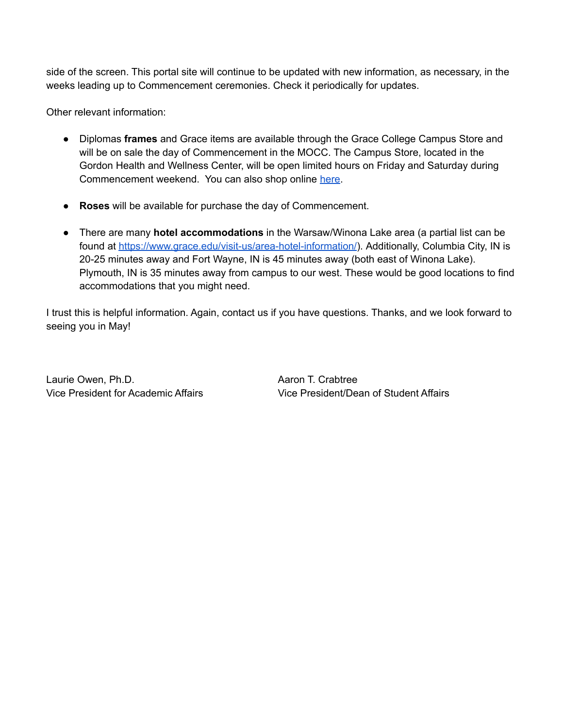side of the screen. This portal site will continue to be updated with new information, as necessary, in the weeks leading up to Commencement ceremonies. Check it periodically for updates.

Other relevant information:

- Diplomas **frames** and Grace items are available through the Grace College Campus Store and will be on sale the day of Commencement in the MOCC. The Campus Store, located in the Gordon Health and Wellness Center, will be open limited hours on Friday and Saturday during Commencement weekend. You can also shop online [here](here).

- **Roses** will be available for purchase the day of Commencement.

- There are many **hotel accommodations** in the Warsaw/Winona Lake area (a partial list can be found at [https://www.grace.edu/visit-us/area-hotel-information/](https://www.grace.edu/visit-us/area-hotel-information/)). Additionally, Columbia City, IN is 20-25 minutes away and Fort Wayne, IN is 45 minutes away (both east of Winona Lake). Plymouth, IN is 35 minutes away from campus to our west. These would be good locations to find accommodations that you might need.

I trust this is helpful information. Again, contact us if you have questions. Thanks, and we look forward to seeing you in May!

Laurie Owen, Ph.D.
Vice President for Academic Affairs

Aaron T. Crabtree
Vice President/Dean of Student Affairs